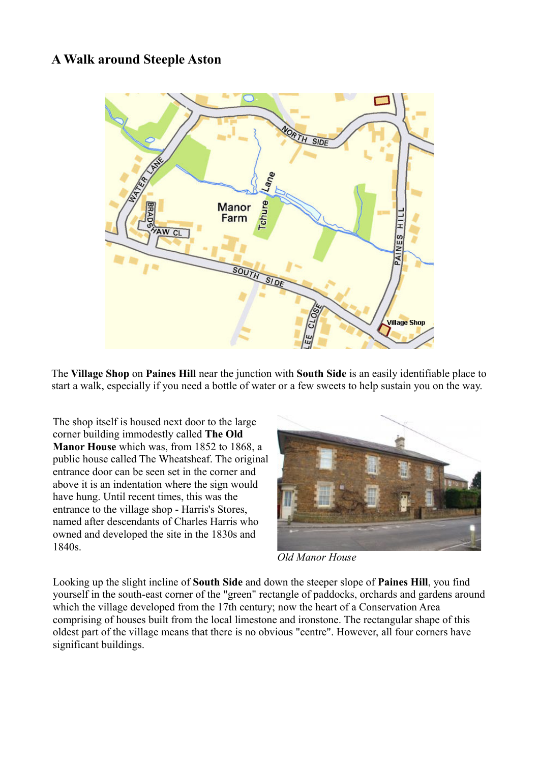## A Walk around Steeple Aston

The **Village Shop** on **Paines Hill** near the junction with **South Side** is an easily identifiable place to start a walk, especially if you need a bottle of water or a few sweets to help sustain you on the way.

The shop itself is housed next door to the large corner building immodestly called **The Old Manor House** which was, from 1852 to 1868, a public house called The Wheatsheaf. The original entrance door can be seen set in the corner and above it is an indentation where the sign would have hung. Until recent times, this was the entrance to the village shop - Harris's Stores, named after descendants of Charles Harris who owned and developed the site in the 1830s and 1840s.

*Old Manor House*

Looking up the slight incline of **South Side** and down the steeper slope of **Paines Hill**, you find yourself in the south-east corner of the "green" rectangle of paddocks, orchards and gardens around which the village developed from the 17th century; now the heart of a Conservation Area comprising of houses built from the local limestone and ironstone. The rectangular shape of this oldest part of the village means that there is no obvious "centre". However, all four corners have significant buildings.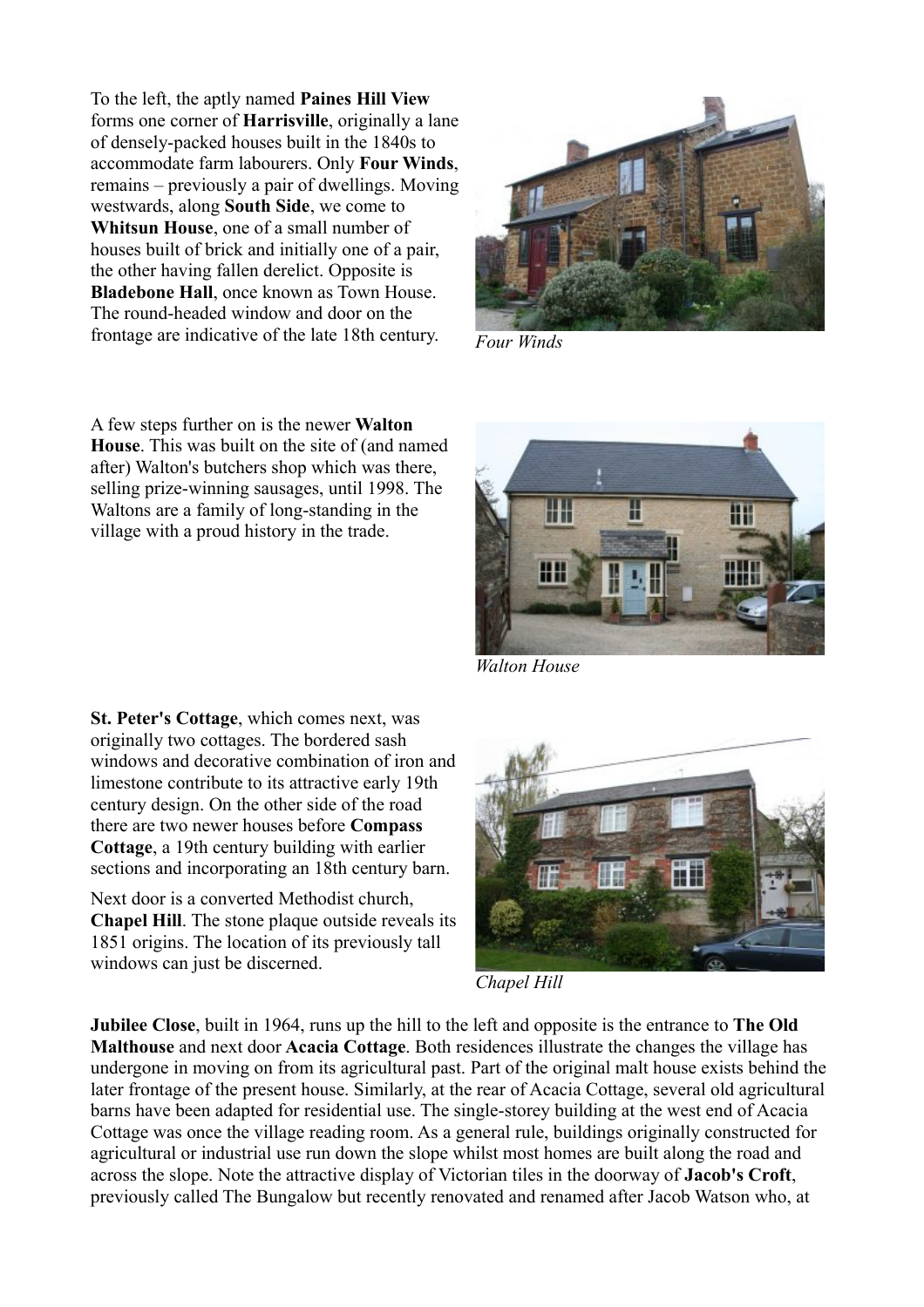To the left, the aptly named **Paines Hill View** forms one corner of **Harrisville**, originally a lane of densely-packed houses built in the 1840s to accommodate farm labourers. Only **Four Winds**, remains – previously a pair of dwellings. Moving westwards, along **South Side**, we come to **Whitsun House**, one of a small number of houses built of brick and initially one of a pair, the other having fallen derelict. Opposite is **Bladebone Hall**, once known as Town House. The round-headed window and door on the frontage are indicative of the late 18th century.

*Four Winds*

A few steps further on is the newer **Walton House**. This was built on the site of (and named after) Walton's butchers shop which was there, selling prize-winning sausages, until 1998. The Waltons are a family of long-standing in the village with a proud history in the trade.

*Walton House*

**St. Peter's Cottage**, which comes next, was originally two cottages. The bordered sash windows and decorative combination of iron and limestone contribute to its attractive early 19th century design. On the other side of the road there are two newer houses before **Compass Cottage**, a 19th century building with earlier sections and incorporating an 18th century barn.

Next door is a converted Methodist church, **Chapel Hill**. The stone plaque outside reveals its 1851 origins. The location of its previously tall windows can just be discerned.

*Chapel Hill*

**Jubilee Close**, built in 1964, runs up the hill to the left and opposite is the entrance to **The Old Malthouse** and next door **Acacia Cottage**. Both residences illustrate the changes the village has undergone in moving on from its agricultural past. Part of the original malt house exists behind the later frontage of the present house. Similarly, at the rear of Acacia Cottage, several old agricultural barns have been adapted for residential use. The single-storey building at the west end of Acacia Cottage was once the village reading room. As a general rule, buildings originally constructed for agricultural or industrial use run down the slope whilst most homes are built along the road and across the slope. Note the attractive display of Victorian tiles in the doorway of **Jacob's Croft**, previously called The Bungalow but recently renovated and renamed after Jacob Watson who, at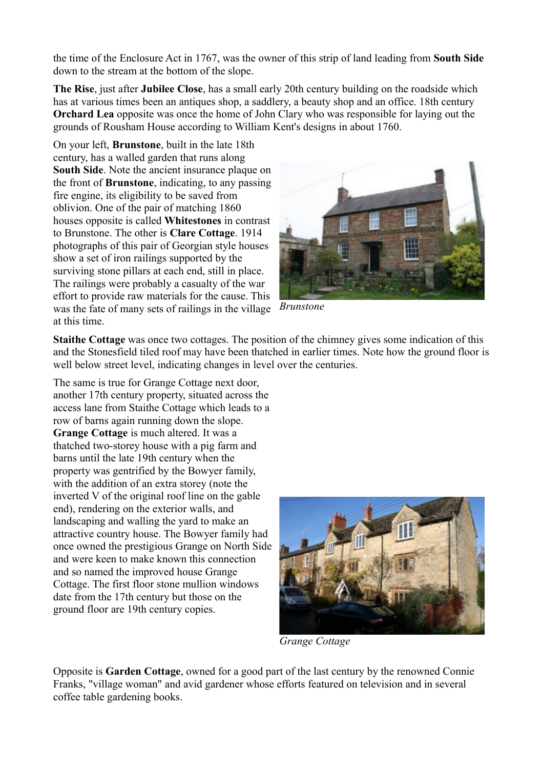the time of the Enclosure Act in 1767, was the owner of this strip of land leading from **South Side** down to the stream at the bottom of the slope.

**The Rise**, just after **Jubilee Close**, has a small early 20th century building on the roadside which has at various times been an antiques shop, a saddlery, a beauty shop and an office. 18th century **Orchard Lea** opposite was once the home of John Clary who was responsible for laying out the grounds of Rousham House according to William Kent's designs in about 1760.

On your left, **Brunstone**, built in the late 18th century, has a walled garden that runs along **South Side**. Note the ancient insurance plaque on the front of **Brunstone**, indicating, to any passing fire engine, its eligibility to be saved from oblivion. One of the pair of matching 1860 houses opposite is called **Whitestones** in contrast to Brunstone. The other is **Clare Cottage**. 1914 photographs of this pair of Georgian style houses show a set of iron railings supported by the surviving stone pillars at each end, still in place. The railings were probably a casualty of the war effort to provide raw materials for the cause. This was the fate of many sets of railings in the village at this time.

*Brunstone*

**Staithe Cottage** was once two cottages. The position of the chimney gives some indication of this and the Stonesfield tiled roof may have been thatched in earlier times. Note how the ground floor is well below street level, indicating changes in level over the centuries.

The same is true for Grange Cottage next door, another 17th century property, situated across the access lane from Staithe Cottage which leads to a row of barns again running down the slope. **Grange Cottage** is much altered. It was a thatched two-storey house with a pig farm and barns until the late 19th century when the property was gentrified by the Bowyer family, with the addition of an extra storey (note the inverted V of the original roof line on the gable end), rendering on the exterior walls, and landscaping and walling the yard to make an attractive country house. The Bowyer family had once owned the prestigious Grange on North Side and were keen to make known this connection and so named the improved house Grange Cottage. The first floor stone mullion windows date from the 17th century but those on the ground floor are 19th century copies.

*Grange Cottage*

Opposite is **Garden Cottage**, owned for a good part of the last century by the renowned Connie Franks, "village woman" and avid gardener whose efforts featured on television and in several coffee table gardening books.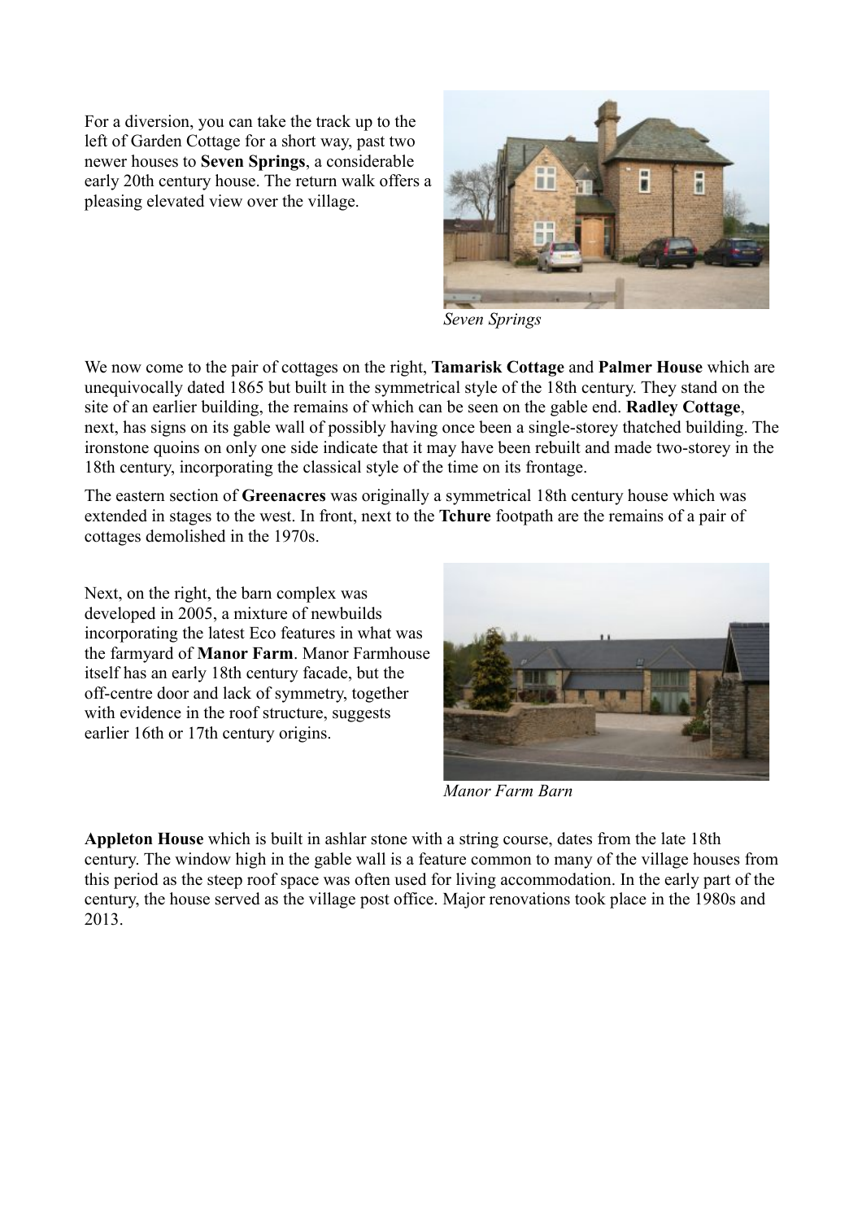For a diversion, you can take the track up to the left of Garden Cottage for a short way, past two newer houses to **Seven Springs**, a considerable early 20th century house. The return walk offers a pleasing elevated view over the village.

*Seven Springs*

We now come to the pair of cottages on the right, **Tamarisk Cottage** and **Palmer House** which are unequivocally dated 1865 but built in the symmetrical style of the 18th century. They stand on the site of an earlier building, the remains of which can be seen on the gable end. **Radley Cottage**, next, has signs on its gable wall of possibly having once been a single-storey thatched building. The ironstone quoins on only one side indicate that it may have been rebuilt and made two-storey in the 18th century, incorporating the classical style of the time on its frontage.

The eastern section of **Greenacres** was originally a symmetrical 18th century house which was extended in stages to the west. In front, next to the **Tchure** footpath are the remains of a pair of cottages demolished in the 1970s.

Next, on the right, the barn complex was developed in 2005, a mixture of newbuilds incorporating the latest Eco features in what was the farmyard of **Manor Farm**. Manor Farmhouse itself has an early 18th century facade, but the off-centre door and lack of symmetry, together with evidence in the roof structure, suggests earlier 16th or 17th century origins.

*Manor Farm Barn*

**Appleton House** which is built in ashlar stone with a string course, dates from the late 18th century. The window high in the gable wall is a feature common to many of the village houses from this period as the steep roof space was often used for living accommodation. In the early part of the century, the house served as the village post office. Major renovations took place in the 1980s and 2013.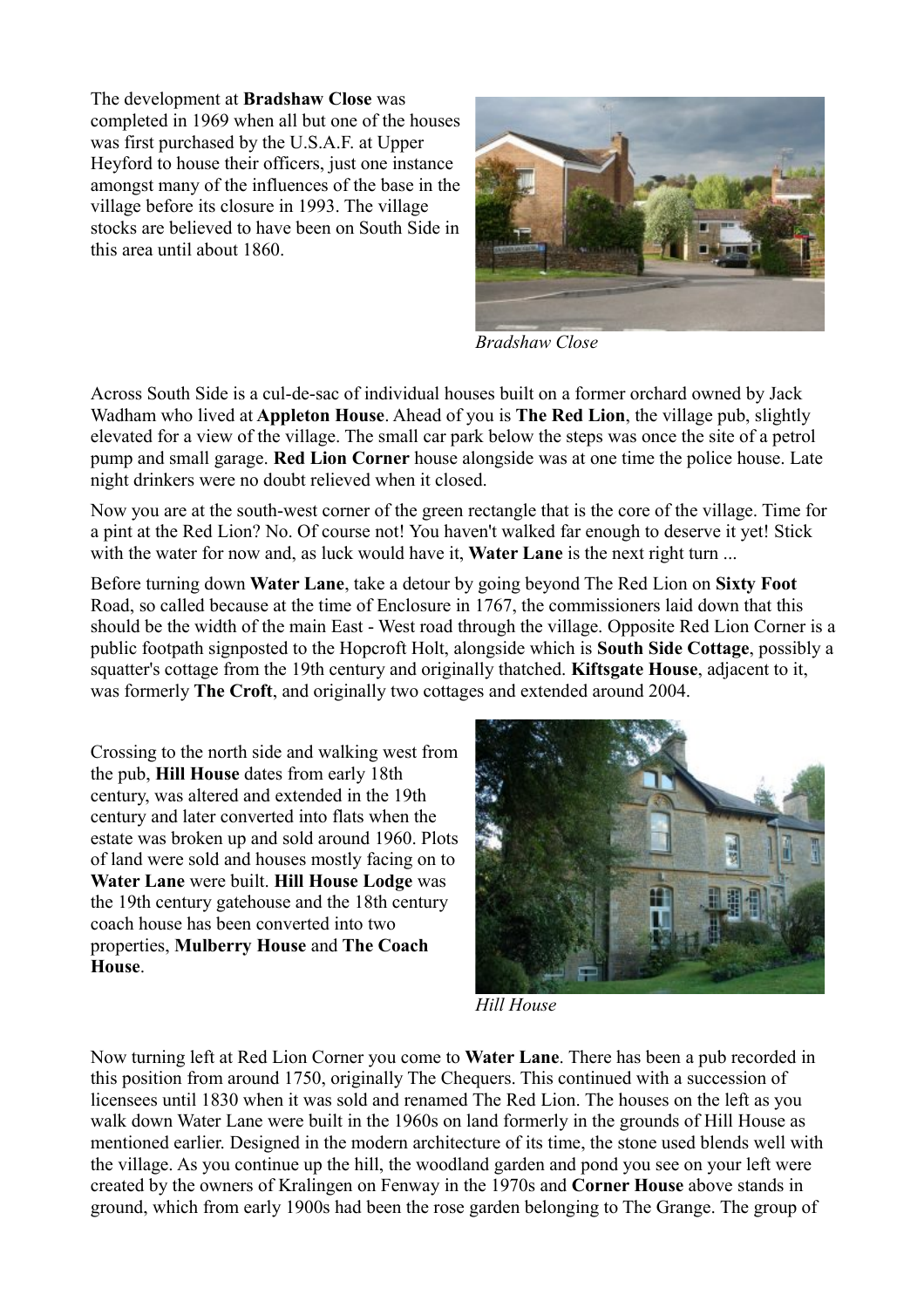The development at **Bradshaw Close** was completed in 1969 when all but one of the houses was first purchased by the U.S.A.F. at Upper Heyford to house their officers, just one instance amongst many of the influences of the base in the village before its closure in 1993. The village stocks are believed to have been on South Side in this area until about 1860.

*Bradshaw Close*

Across South Side is a cul-de-sac of individual houses built on a former orchard owned by Jack Wadham who lived at **Appleton House**. Ahead of you is **The Red Lion**, the village pub, slightly elevated for a view of the village. The small car park below the steps was once the site of a petrol pump and small garage. **Red Lion Corner** house alongside was at one time the police house. Late night drinkers were no doubt relieved when it closed.

Now you are at the south-west corner of the green rectangle that is the core of the village. Time for a pint at the Red Lion? No. Of course not! You haven't walked far enough to deserve it yet! Stick with the water for now and, as luck would have it, **Water Lane** is the next right turn ...

Before turning down **Water Lane**, take a detour by going beyond The Red Lion on **Sixty Foot** Road, so called because at the time of Enclosure in 1767, the commissioners laid down that this should be the width of the main East - West road through the village. Opposite Red Lion Corner is a public footpath signposted to the Hopcroft Holt, alongside which is **South Side Cottage**, possibly a squatter's cottage from the 19th century and originally thatched. **Kiftsgate House**, adjacent to it, was formerly **The Croft**, and originally two cottages and extended around 2004.

Crossing to the north side and walking west from the pub, **Hill House** dates from early 18th century, was altered and extended in the 19th century and later converted into flats when the estate was broken up and sold around 1960. Plots of land were sold and houses mostly facing on to **Water Lane** were built. **Hill House Lodge** was the 19th century gatehouse and the 18th century coach house has been converted into two properties, **Mulberry House** and **The Coach House**.

*Hill House*

Now turning left at Red Lion Corner you come to **Water Lane**. There has been a pub recorded in this position from around 1750, originally The Chequers. This continued with a succession of licensees until 1830 when it was sold and renamed The Red Lion. The houses on the left as you walk down Water Lane were built in the 1960s on land formerly in the grounds of Hill House as mentioned earlier. Designed in the modern architecture of its time, the stone used blends well with the village. As you continue up the hill, the woodland garden and pond you see on your left were created by the owners of Kralingen on Fenway in the 1970s and **Corner House** above stands in ground, which from early 1900s had been the rose garden belonging to The Grange. The group of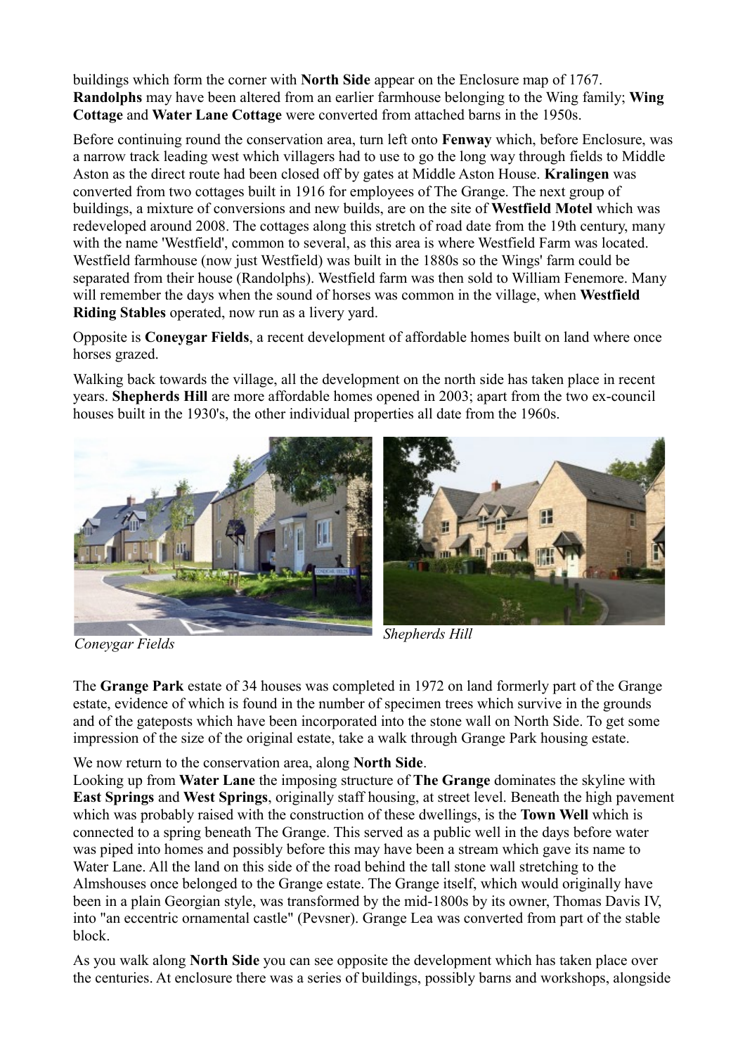buildings which form the corner with **North Side** appear on the Enclosure map of 1767. **Randolphs** may have been altered from an earlier farmhouse belonging to the Wing family; **Wing Cottage** and **Water Lane Cottage** were converted from attached barns in the 1950s.

Before continuing round the conservation area, turn left onto **Fenway** which, before Enclosure, was a narrow track leading west which villagers had to use to go the long way through fields to Middle Aston as the direct route had been closed off by gates at Middle Aston House. **Kralingen** was converted from two cottages built in 1916 for employees of The Grange. The next group of buildings, a mixture of conversions and new builds, are on the site of **Westfield Motel** which was redeveloped around 2008. The cottages along this stretch of road date from the 19th century, many with the name 'Westfield', common to several, as this area is where Westfield Farm was located. Westfield farmhouse (now just Westfield) was built in the 1880s so the Wings' farm could be separated from their house (Randolphs). Westfield farm was then sold to William Fenemore. Many will remember the days when the sound of horses was common in the village, when **Westfield Riding Stables** operated, now run as a livery yard.

Opposite is **Coneygar Fields**, a recent development of affordable homes built on land where once horses grazed.

Walking back towards the village, all the development on the north side has taken place in recent years. **Shepherds Hill** are more affordable homes opened in 2003; apart from the two ex-council houses built in the 1930's, the other individual properties all date from the 1960s.

*Coneygar Fields*

*Shepherds Hill*

The **Grange Park** estate of 34 houses was completed in 1972 on land formerly part of the Grange estate, evidence of which is found in the number of specimen trees which survive in the grounds and of the gateposts which have been incorporated into the stone wall on North Side. To get some impression of the size of the original estate, take a walk through Grange Park housing estate.

We now return to the conservation area, along **North Side**.

Looking up from **Water Lane** the imposing structure of **The Grange** dominates the skyline with **East Springs** and **West Springs**, originally staff housing, at street level. Beneath the high pavement which was probably raised with the construction of these dwellings, is the **Town Well** which is connected to a spring beneath The Grange. This served as a public well in the days before water was piped into homes and possibly before this may have been a stream which gave its name to Water Lane. All the land on this side of the road behind the tall stone wall stretching to the Almshouses once belonged to the Grange estate. The Grange itself, which would originally have been in a plain Georgian style, was transformed by the mid-1800s by its owner, Thomas Davis IV, into "an eccentric ornamental castle" (Pevsner). Grange Lea was converted from part of the stable block.

As you walk along **North Side** you can see opposite the development which has taken place over the centuries. At enclosure there was a series of buildings, possibly barns and workshops, alongside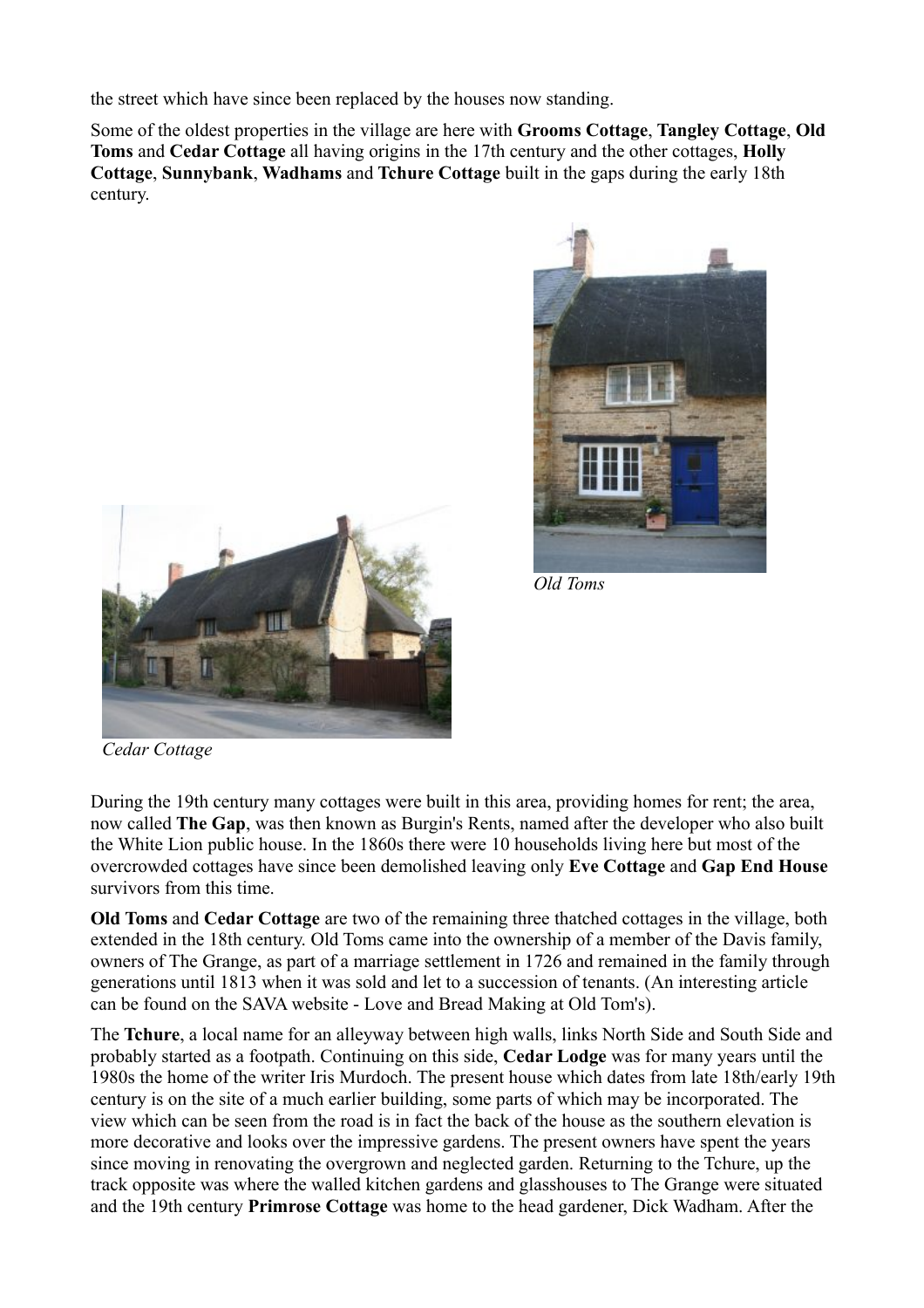the street which have since been replaced by the houses now standing.

Some of the oldest properties in the village are here with **Grooms Cottage**, **Tangley Cottage**, **Old Toms** and **Cedar Cottage** all having origins in the 17th century and the other cottages, **Holly Cottage**, **Sunnybank**, **Wadhams** and **Tchure Cottage** built in the gaps during the early 18th century.

*Old Toms*

*Cedar Cottage*

During the 19th century many cottages were built in this area, providing homes for rent; the area, now called **The Gap**, was then known as Burgin's Rents, named after the developer who also built the White Lion public house. In the 1860s there were 10 households living here but most of the overcrowded cottages have since been demolished leaving only **Eve Cottage** and **Gap End House** survivors from this time.

**Old Toms** and **Cedar Cottage** are two of the remaining three thatched cottages in the village, both extended in the 18th century. Old Toms came into the ownership of a member of the Davis family, owners of The Grange, as part of a marriage settlement in 1726 and remained in the family through generations until 1813 when it was sold and let to a succession of tenants. (An interesting article can be found on the SAVA website - Love and Bread Making at Old Tom's).

The **Tchure**, a local name for an alleyway between high walls, links North Side and South Side and probably started as a footpath. Continuing on this side, **Cedar Lodge** was for many years until the 1980s the home of the writer Iris Murdoch. The present house which dates from late 18th/early 19th century is on the site of a much earlier building, some parts of which may be incorporated. The view which can be seen from the road is in fact the back of the house as the southern elevation is more decorative and looks over the impressive gardens. The present owners have spent the years since moving in renovating the overgrown and neglected garden. Returning to the Tchure, up the track opposite was where the walled kitchen gardens and glasshouses to The Grange were situated and the 19th century **Primrose Cottage** was home to the head gardener, Dick Wadham. After the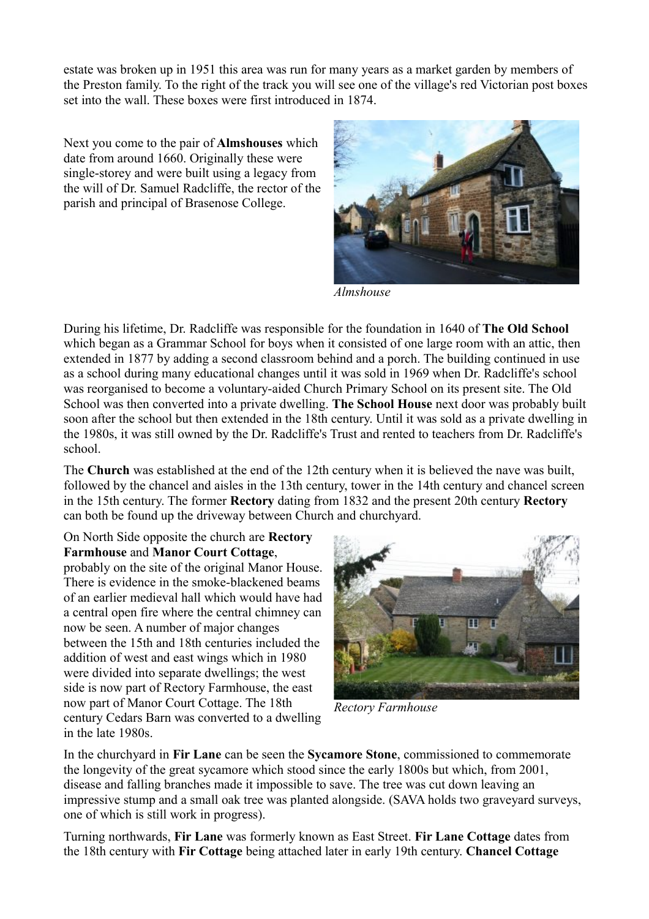estate was broken up in 1951 this area was run for many years as a market garden by members of the Preston family. To the right of the track you will see one of the village's red Victorian post boxes set into the wall. These boxes were first introduced in 1874.

Next you come to the pair of **Almshouses** which date from around 1660. Originally these were single-storey and were built using a legacy from the will of Dr. Samuel Radcliffe, the rector of the parish and principal of Brasenose College.

*Almshouse*

During his lifetime, Dr. Radcliffe was responsible for the foundation in 1640 of **The Old School** which began as a Grammar School for boys when it consisted of one large room with an attic, then extended in 1877 by adding a second classroom behind and a porch. The building continued in use as a school during many educational changes until it was sold in 1969 when Dr. Radcliffe's school was reorganised to become a voluntary-aided Church Primary School on its present site. The Old School was then converted into a private dwelling. **The School House** next door was probably built soon after the school but then extended in the 18th century. Until it was sold as a private dwelling in the 1980s, it was still owned by the Dr. Radcliffe's Trust and rented to teachers from Dr. Radcliffe's school.

The **Church** was established at the end of the 12th century when it is believed the nave was built, followed by the chancel and aisles in the 13th century, tower in the 14th century and chancel screen in the 15th century. The former **Rectory** dating from 1832 and the present 20th century **Rectory** can both be found up the driveway between Church and churchyard.

On North Side opposite the church are **Rectory Farmhouse** and **Manor Court Cottage**, probably on the site of the original Manor House. There is evidence in the smoke-blackened beams of an earlier medieval hall which would have had a central open fire where the central chimney can now be seen. A number of major changes between the 15th and 18th centuries included the addition of west and east wings which in 1980 were divided into separate dwellings; the west side is now part of Rectory Farmhouse, the east now part of Manor Court Cottage. The 18th century Cedars Barn was converted to a dwelling in the late 1980s.

*Rectory Farmhouse*

In the churchyard in **Fir Lane** can be seen the **Sycamore Stone**, commissioned to commemorate the longevity of the great sycamore which stood since the early 1800s but which, from 2001, disease and falling branches made it impossible to save. The tree was cut down leaving an impressive stump and a small oak tree was planted alongside. (SAVA holds two graveyard surveys, one of which is still work in progress).

Turning northwards, **Fir Lane** was formerly known as East Street. **Fir Lane Cottage** dates from the 18th century with **Fir Cottage** being attached later in early 19th century. **Chancel Cottage**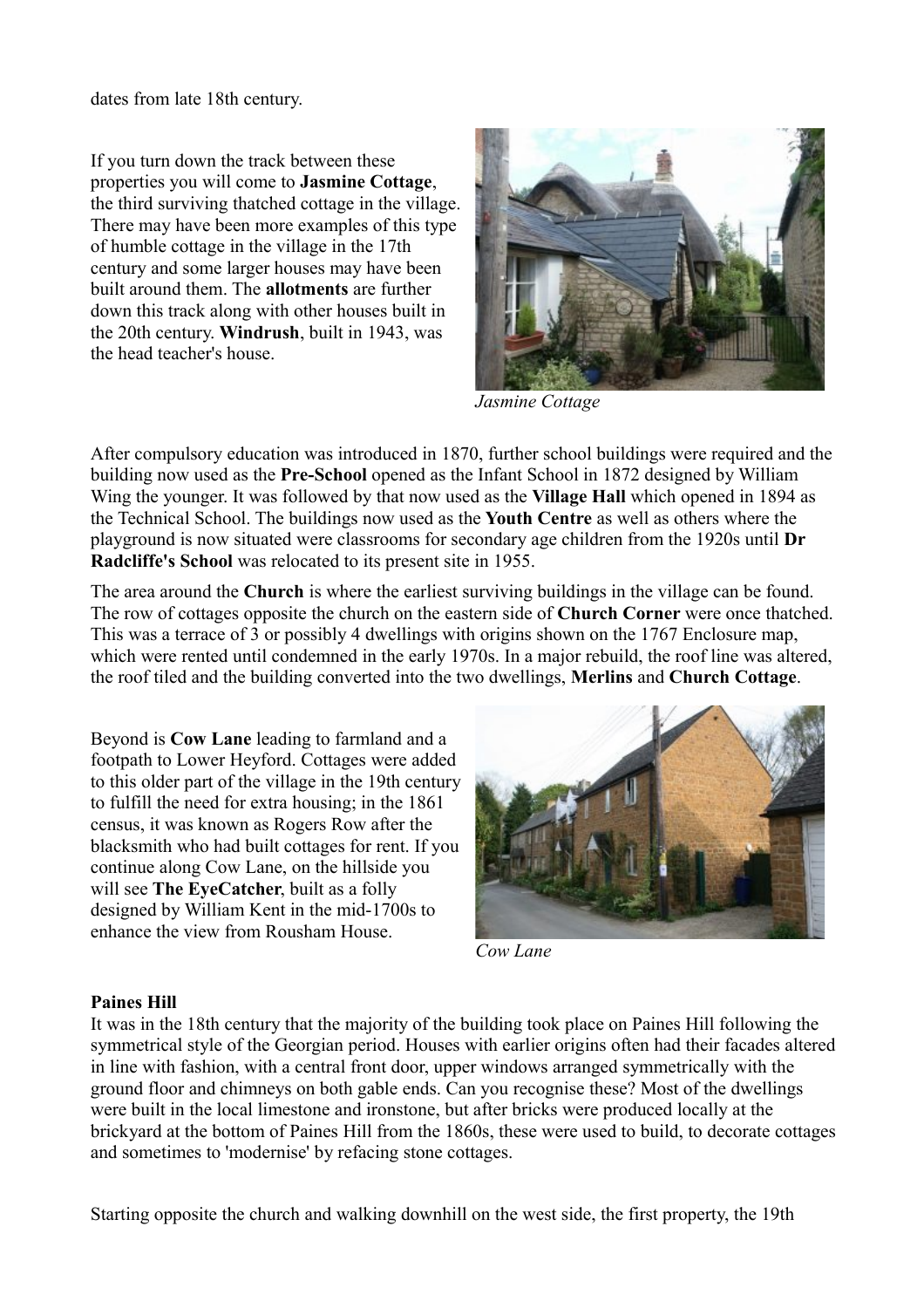dates from late 18th century.

If you turn down the track between these properties you will come to **Jasmine Cottage**, the third surviving thatched cottage in the village. There may have been more examples of this type of humble cottage in the village in the 17th century and some larger houses may have been built around them. The **allotments** are further down this track along with other houses built in the 20th century. **Windrush**, built in 1943, was the head teacher's house.

*Jasmine Cottage*

After compulsory education was introduced in 1870, further school buildings were required and the building now used as the **Pre-School** opened as the Infant School in 1872 designed by William Wing the younger. It was followed by that now used as the **Village Hall** which opened in 1894 as the Technical School. The buildings now used as the **Youth Centre** as well as others where the playground is now situated were classrooms for secondary age children from the 1920s until **Dr Radcliffe's School** was relocated to its present site in 1955.

The area around the **Church** is where the earliest surviving buildings in the village can be found. The row of cottages opposite the church on the eastern side of **Church Corner** were once thatched. This was a terrace of 3 or possibly 4 dwellings with origins shown on the 1767 Enclosure map, which were rented until condemned in the early 1970s. In a major rebuild, the roof line was altered, the roof tiled and the building converted into the two dwellings, **Merlins** and **Church Cottage**.

Beyond is **Cow Lane** leading to farmland and a footpath to Lower Heyford. Cottages were added to this older part of the village in the 19th century to fulfill the need for extra housing; in the 1861 census, it was known as Rogers Row after the blacksmith who had built cottages for rent. If you continue along Cow Lane, on the hillside you will see **The EyeCatcher**, built as a folly designed by William Kent in the mid-1700s to enhance the view from Rousham House.

*Cow Lane*

**Paines Hill**

It was in the 18th century that the majority of the building took place on Paines Hill following the symmetrical style of the Georgian period. Houses with earlier origins often had their facades altered in line with fashion, with a central front door, upper windows arranged symmetrically with the ground floor and chimneys on both gable ends. Can you recognise these? Most of the dwellings were built in the local limestone and ironstone, but after bricks were produced locally at the brickyard at the bottom of Paines Hill from the 1860s, these were used to build, to decorate cottages and sometimes to 'modernise' by refacing stone cottages.

Starting opposite the church and walking downhill on the west side, the first property, the 19th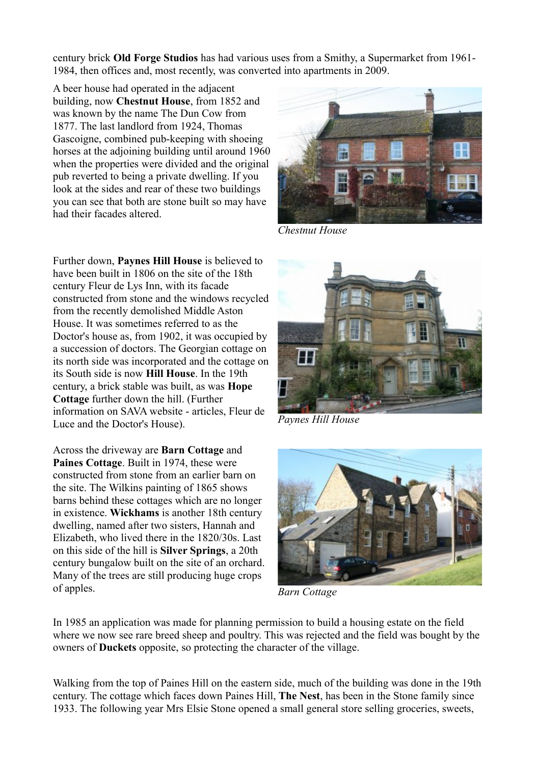century brick **Old Forge Studios** has had various uses from a Smithy, a Supermarket from 1961-1984, then offices and, most recently, was converted into apartments in 2009.

A beer house had operated in the adjacent building, now **Chestnut House**, from 1852 and was known by the name The Dun Cow from 1877. The last landlord from 1924, Thomas Gascoigne, combined pub-keeping with shoeing horses at the adjoining building until around 1960 when the properties were divided and the original pub reverted to being a private dwelling. If you look at the sides and rear of these two buildings you can see that both are stone built so may have had their facades altered.

*Chestnut House*

Further down, **Paynes Hill House** is believed to have been built in 1806 on the site of the 18th century Fleur de Lys Inn, with its facade constructed from stone and the windows recycled from the recently demolished Middle Aston House. It was sometimes referred to as the Doctor's house as, from 1902, it was occupied by a succession of doctors. The Georgian cottage on its north side was incorporated and the cottage on its South side is now **Hill House**. In the 19th century, a brick stable was built, as was **Hope Cottage** further down the hill. (Further information on SAVA website - articles, Fleur de Luce and the Doctor's House).

*Paynes Hill House*

Across the driveway are **Barn Cottage** and **Paines Cottage**. Built in 1974, these were constructed from stone from an earlier barn on the site. The Wilkins painting of 1865 shows barns behind these cottages which are no longer in existence. **Wickhams** is another 18th century dwelling, named after two sisters, Hannah and Elizabeth, who lived there in the 1820/30s. Last on this side of the hill is **Silver Springs**, a 20th century bungalow built on the site of an orchard. Many of the trees are still producing huge crops of apples.

*Barn Cottage*

In 1985 an application was made for planning permission to build a housing estate on the field where we now see rare breed sheep and poultry. This was rejected and the field was bought by the owners of **Duckets** opposite, so protecting the character of the village.

Walking from the top of Paines Hill on the eastern side, much of the building was done in the 19th century. The cottage which faces down Paines Hill, **The Nest**, has been in the Stone family since 1933. The following year Mrs Elsie Stone opened a small general store selling groceries, sweets,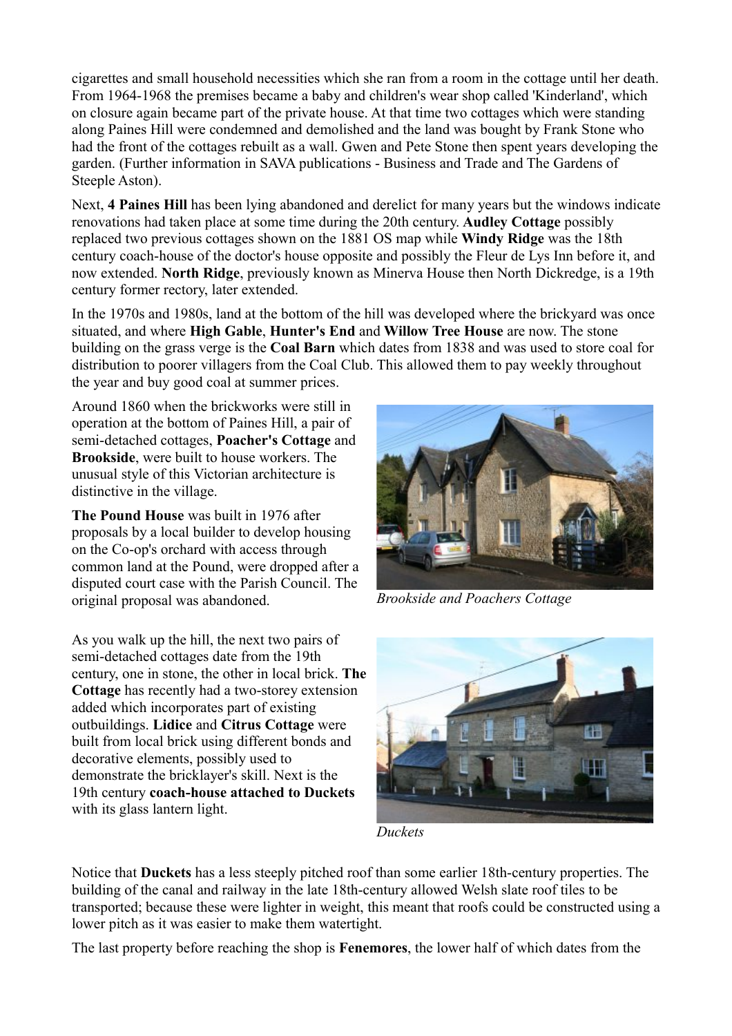cigarettes and small household necessities which she ran from a room in the cottage until her death. From 1964-1968 the premises became a baby and children's wear shop called 'Kinderland', which on closure again became part of the private house. At that time two cottages which were standing along Paines Hill were condemned and demolished and the land was bought by Frank Stone who had the front of the cottages rebuilt as a wall. Gwen and Pete Stone then spent years developing the garden. (Further information in SAVA publications - Business and Trade and The Gardens of Steeple Aston).

Next, **4 Paines Hill** has been lying abandoned and derelict for many years but the windows indicate renovations had taken place at some time during the 20th century. **Audley Cottage** possibly replaced two previous cottages shown on the 1881 OS map while **Windy Ridge** was the 18th century coach-house of the doctor's house opposite and possibly the Fleur de Lys Inn before it, and now extended. **North Ridge**, previously known as Minerva House then North Dickredge, is a 19th century former rectory, later extended.

In the 1970s and 1980s, land at the bottom of the hill was developed where the brickyard was once situated, and where **High Gable**, **Hunter's End** and **Willow Tree House** are now. The stone building on the grass verge is the **Coal Barn** which dates from 1838 and was used to store coal for distribution to poorer villagers from the Coal Club. This allowed them to pay weekly throughout the year and buy good coal at summer prices.

Around 1860 when the brickworks were still in operation at the bottom of Paines Hill, a pair of semi-detached cottages, **Poacher's Cottage** and **Brookside**, were built to house workers. The unusual style of this Victorian architecture is distinctive in the village.

*Brookside and Poachers Cottage*

**The Pound House** was built in 1976 after proposals by a local builder to develop housing on the Co-op's orchard with access through common land at the Pound, were dropped after a disputed court case with the Parish Council. The original proposal was abandoned.

As you walk up the hill, the next two pairs of semi-detached cottages date from the 19th century, one in stone, the other in local brick. **The Cottage** has recently had a two-storey extension added which incorporates part of existing outbuildings. **Lidice** and **Citrus Cottage** were built from local brick using different bonds and decorative elements, possibly used to demonstrate the bricklayer's skill. Next is the 19th century **coach-house attached to Duckets** with its glass lantern light.

*Duckets*

Notice that **Duckets** has a less steeply pitched roof than some earlier 18th-century properties. The building of the canal and railway in the late 18th-century allowed Welsh slate roof tiles to be transported; because these were lighter in weight, this meant that roofs could be constructed using a lower pitch as it was easier to make them watertight.

The last property before reaching the shop is **Fenemores**, the lower half of which dates from the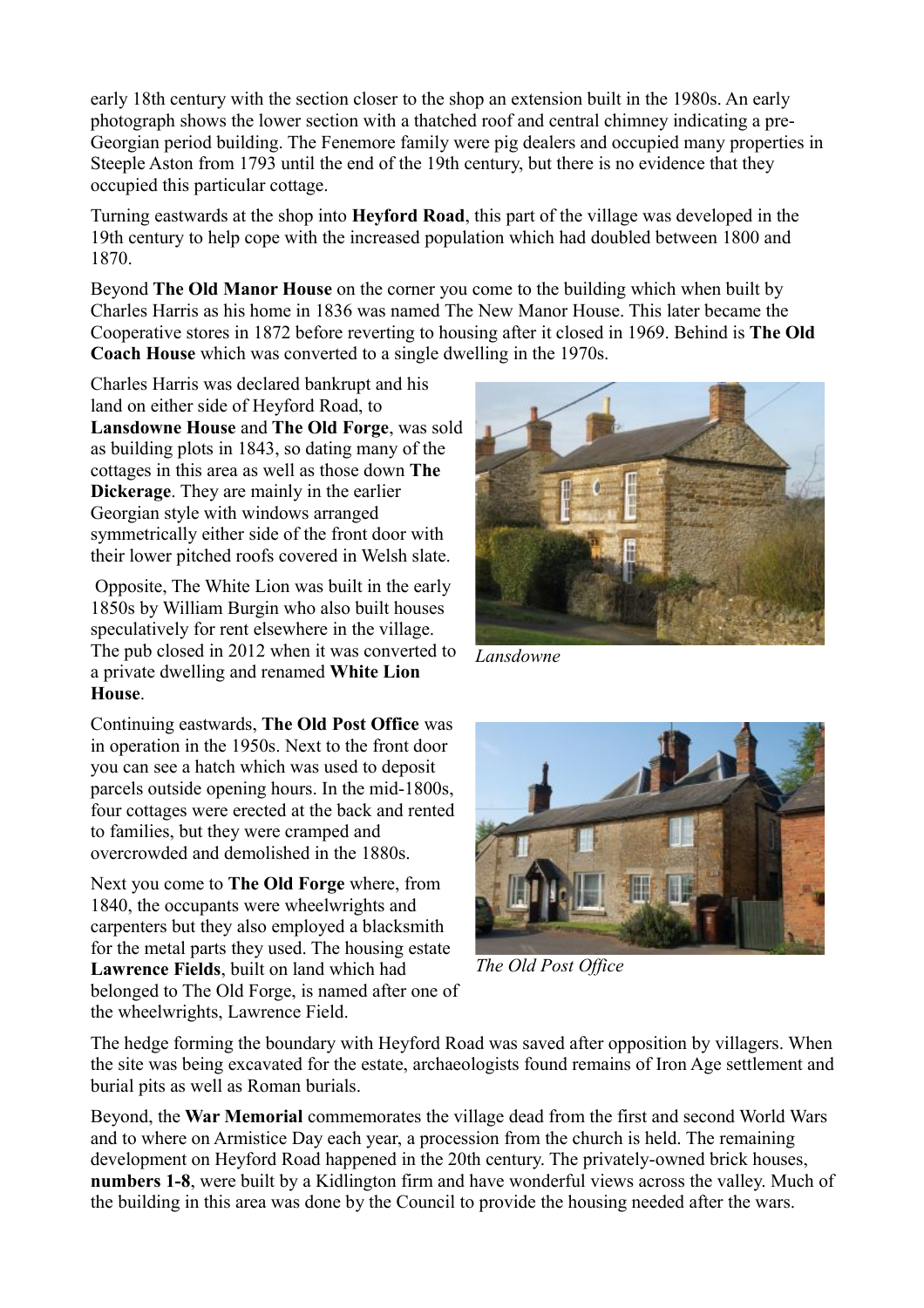early 18th century with the section closer to the shop an extension built in the 1980s. An early photograph shows the lower section with a thatched roof and central chimney indicating a pre-Georgian period building. The Fenemore family were pig dealers and occupied many properties in Steeple Aston from 1793 until the end of the 19th century, but there is no evidence that they occupied this particular cottage.

Turning eastwards at the shop into **Heyford Road**, this part of the village was developed in the 19th century to help cope with the increased population which had doubled between 1800 and 1870.

Beyond **The Old Manor House** on the corner you come to the building which when built by Charles Harris as his home in 1836 was named The New Manor House. This later became the Cooperative stores in 1872 before reverting to housing after it closed in 1969. Behind is **The Old Coach House** which was converted to a single dwelling in the 1970s.

Charles Harris was declared bankrupt and his land on either side of Heyford Road, to **Lansdowne House** and **The Old Forge**, was sold as building plots in 1843, so dating many of the cottages in this area as well as those down **The Dickerage**. They are mainly in the earlier Georgian style with windows arranged symmetrically either side of the front door with their lower pitched roofs covered in Welsh slate.

*Lansdowne*

Opposite, The White Lion was built in the early 1850s by William Burgin who also built houses speculatively for rent elsewhere in the village. The pub closed in 2012 when it was converted to a private dwelling and renamed **White Lion House**.

Continuing eastwards, **The Old Post Office** was in operation in the 1950s. Next to the front door you can see a hatch which was used to deposit parcels outside opening hours. In the mid-1800s, four cottages were erected at the back and rented to families, but they were cramped and overcrowded and demolished in the 1880s.

*The Old Post Office*

Next you come to **The Old Forge** where, from 1840, the occupants were wheelwrights and carpenters but they also employed a blacksmith for the metal parts they used. The housing estate **Lawrence Fields**, built on land which had belonged to The Old Forge, is named after one of the wheelwrights, Lawrence Field.

The hedge forming the boundary with Heyford Road was saved after opposition by villagers. When the site was being excavated for the estate, archaeologists found remains of Iron Age settlement and burial pits as well as Roman burials.

Beyond, the **War Memorial** commemorates the village dead from the first and second World Wars and to where on Armistice Day each year, a procession from the church is held. The remaining development on Heyford Road happened in the 20th century. The privately-owned brick houses, **numbers 1-8**, were built by a Kidlington firm and have wonderful views across the valley. Much of the building in this area was done by the Council to provide the housing needed after the wars.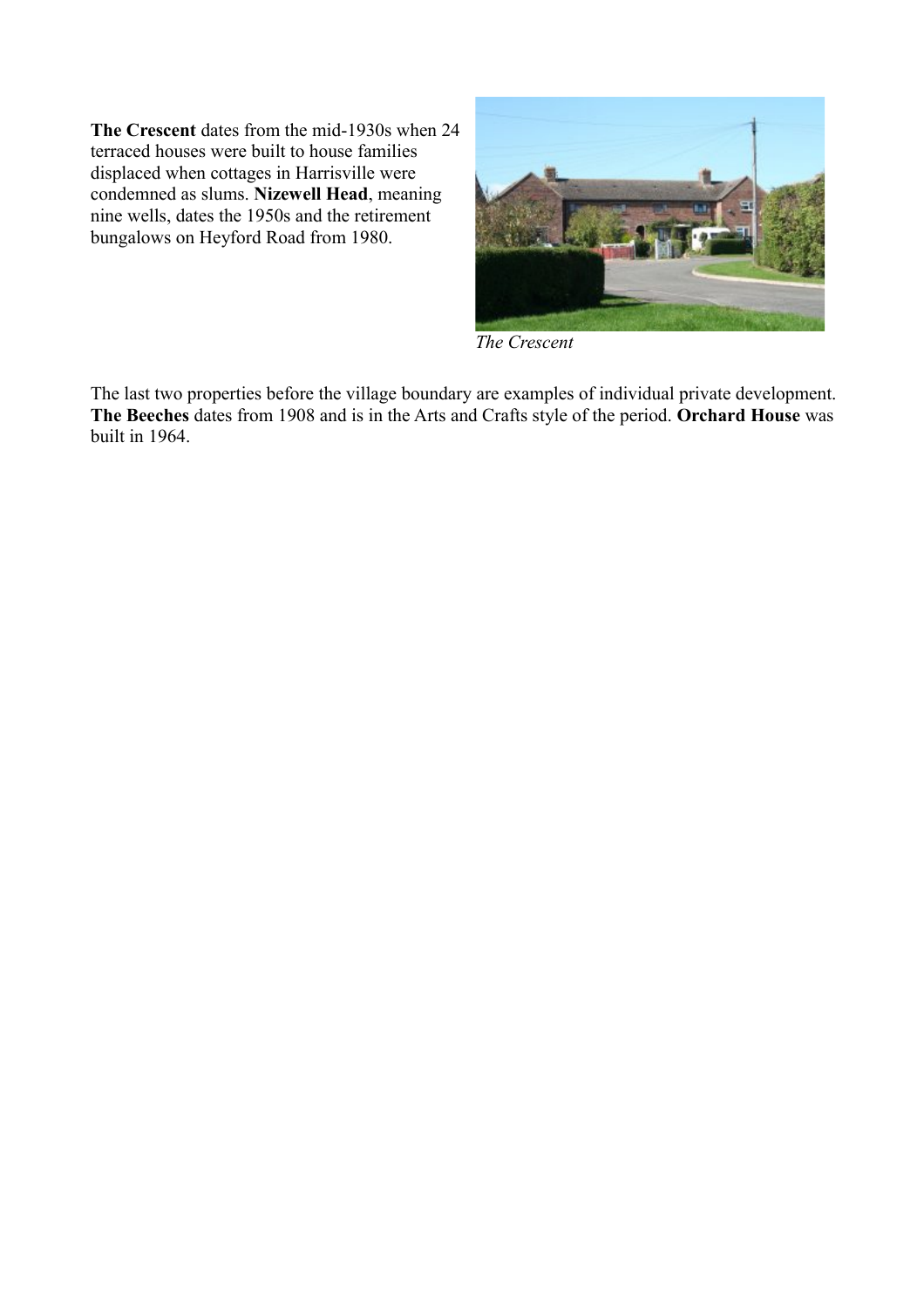**The Crescent** dates from the mid-1930s when 24 terraced houses were built to house families displaced when cottages in Harrisville were condemned as slums. **Nizewell Head**, meaning nine wells, dates the 1950s and the retirement bungalows on Heyford Road from 1980.

*The Crescent*

The last two properties before the village boundary are examples of individual private development. **The Beeches** dates from 1908 and is in the Arts and Crafts style of the period. **Orchard House** was built in 1964.